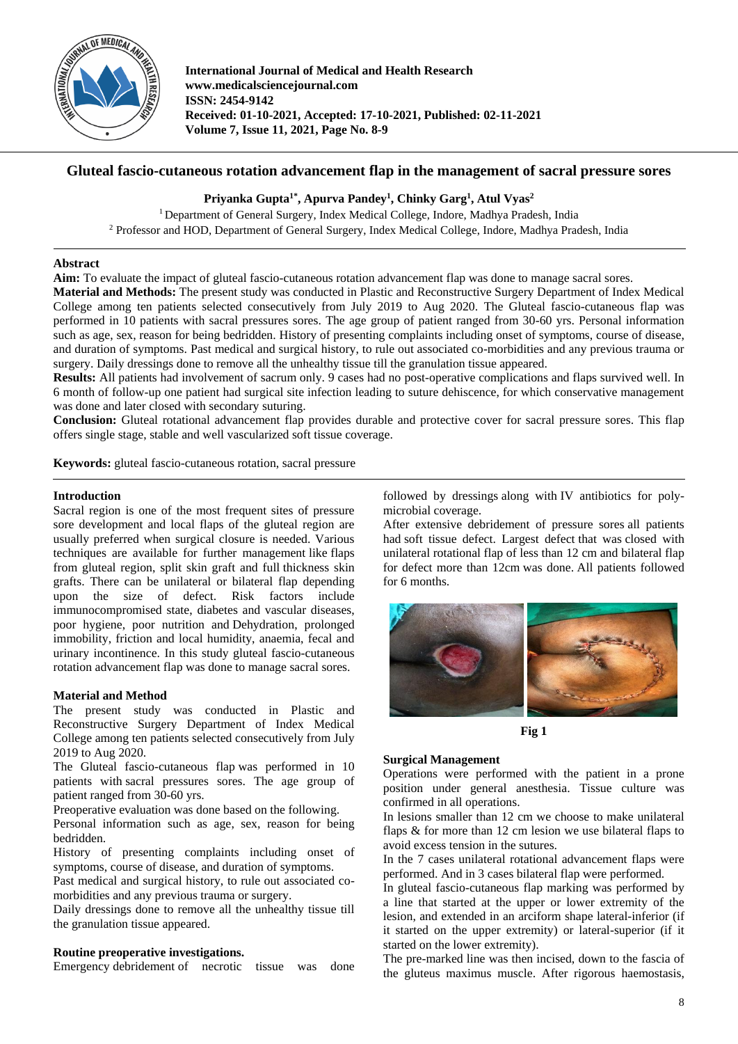# Gluteal fascio-cutaneous rotation advancement flap in the management of sacral pressure sores

**Priyanka Gupta[1*], Apurva Pandey[1], Chinky Garg[1], Atul Vyas[2]**

[1] Department of General Surgery, Index Medical College, Indore, Madhya Pradesh, India

[2] Professor and HOD, Department of General Surgery, Index Medical College, Indore, Madhya Pradesh, India

## Abstract

**Aim:** To evaluate the impact of gluteal fascio-cutaneous rotation advancement flap was done to manage sacral sores.

**Material and Methods:** The present study was conducted in Plastic and Reconstructive Surgery Department of Index Medical College among ten patients selected consecutively from July 2019 to Aug 2020. The Gluteal fascio-cutaneous flap was performed in 10 patients with sacral pressures sores. The age group of patient ranged from 30-60 yrs. Personal information such as age, sex, reason for being bedridden. History of presenting complaints including onset of symptoms, course of disease, and duration of symptoms. Past medical and surgical history, to rule out associated co-morbidities and any previous trauma or surgery. Daily dressings done to remove all the unhealthy tissue till the granulation tissue appeared.

**Results:** All patients had involvement of sacrum only. 9 cases had no post-operative complications and flaps survived well. In 6 month of follow-up one patient had surgical site infection leading to suture dehiscence, for which conservative management was done and later closed with secondary suturing.

**Conclusion:** Gluteal rotational advancement flap provides durable and protective cover for sacral pressure sores. This flap offers single stage, stable and well vascularized soft tissue coverage.

**Keywords:** gluteal fascio-cutaneous rotation, sacral pressure

## Introduction

Sacral region is one of the most frequent sites of pressure sore development and local flaps of the gluteal region are usually preferred when surgical closure is needed. Various techniques are available for further management like flaps from gluteal region, split skin graft and full thickness skin grafts. There can be unilateral or bilateral flap depending upon the size of defect. Risk factors include immunocompromised state, diabetes and vascular diseases, poor hygiene, poor nutrition and Dehydration, prolonged immobility, friction and local humidity, anaemia, fecal and urinary incontinence. In this study gluteal fascio-cutaneous rotation advancement flap was done to manage sacral sores.

## Material and Method

The present study was conducted in Plastic and Reconstructive Surgery Department of Index Medical College among ten patients selected consecutively from July 2019 to Aug 2020.

The Gluteal fascio-cutaneous flap was performed in 10 patients with sacral pressures sores. The age group of patient ranged from 30-60 yrs.

Preoperative evaluation was done based on the following.

Personal information such as age, sex, reason for being bedridden.

History of presenting complaints including onset of symptoms, course of disease, and duration of symptoms.

Past medical and surgical history, to rule out associated co-morbidities and any previous trauma or surgery.

Daily dressings done to remove all the unhealthy tissue till the granulation tissue appeared.

### Routine preoperative investigations.

Emergency debridement of necrotic tissue was done followed by dressings along with IV antibiotics for poly-microbial coverage.

After extensive debridement of pressure sores all patients had soft tissue defect. Largest defect that was closed with unilateral rotational flap of less than 12 cm and bilateral flap for defect more than 12cm was done. All patients followed for 6 months.

Fig 1

### Surgical Management

Operations were performed with the patient in a prone position under general anesthesia. Tissue culture was confirmed in all operations.

In lesions smaller than 12 cm we choose to make unilateral flaps & for more than 12 cm lesion we use bilateral flaps to avoid excess tension in the sutures.

In the 7 cases unilateral rotational advancement flaps were performed. And in 3 cases bilateral flap were performed.

In gluteal fascio-cutaneous flap marking was performed by a line that started at the upper or lower extremity of the lesion, and extended in an arciform shape lateral-inferior (if it started on the upper extremity) or lateral-superior (if it started on the lower extremity).

The pre-marked line was then incised, down to the fascia of the gluteus maximus muscle. After rigorous haemostasis,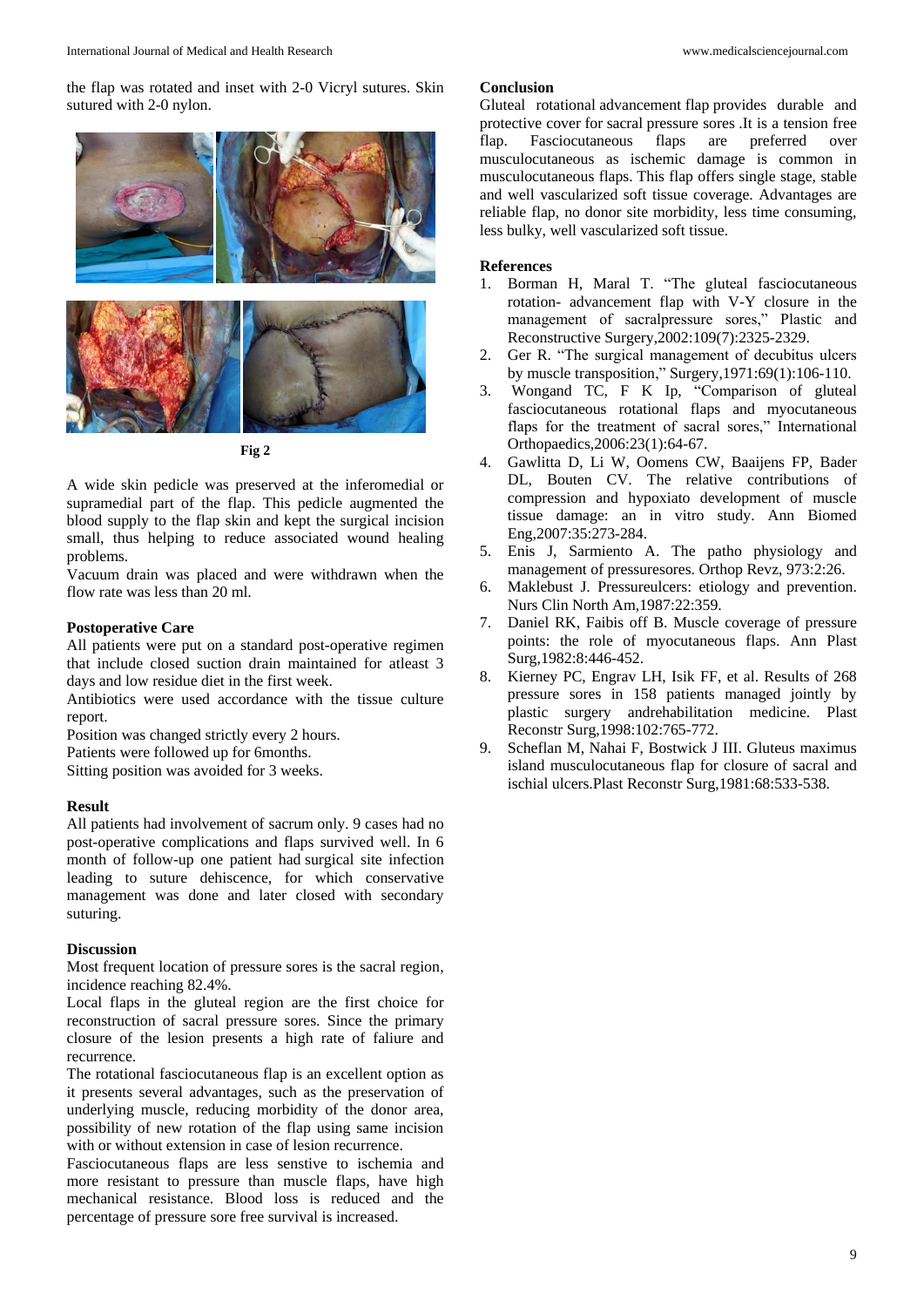the flap was rotated and inset with 2-0 Vicryl sutures. Skin sutured with 2-0 nylon.

Fig 2

A wide skin pedicle was preserved at the inferomedial or supramedial part of the flap. This pedicle augmented the blood supply to the flap skin and kept the surgical incision small, thus helping to reduce associated wound healing problems.

Vacuum drain was placed and were withdrawn when the flow rate was less than 20 ml.

**Postoperative Care**

All patients were put on a standard post-operative regimen that include closed suction drain maintained for atleast 3 days and low residue diet in the first week.

Antibiotics were used accordance with the tissue culture report.

Position was changed strictly every 2 hours.

Patients were followed up for 6months.

Sitting position was avoided for 3 weeks.

**Result**

All patients had involvement of sacrum only. 9 cases had no post-operative complications and flaps survived well. In 6 month of follow-up one patient had surgical site infection leading to suture dehiscence, for which conservative management was done and later closed with secondary suturing.

**Discussion**

Most frequent location of pressure sores is the sacral region, incidence reaching 82.4%.

Local flaps in the gluteal region are the first choice for reconstruction of sacral pressure sores. Since the primary closure of the lesion presents a high rate of faliure and recurrence.

The rotational fasciocutaneous flap is an excellent option as it presents several advantages, such as the preservation of underlying muscle, reducing morbidity of the donor area, possibility of new rotation of the flap using same incision with or without extension in case of lesion recurrence.

Fasciocutaneous flaps are less senstive to ischemia and more resistant to pressure than muscle flaps, have high mechanical resistance. Blood loss is reduced and the percentage of pressure sore free survival is increased.

**Conclusion**

Gluteal rotational advancement flap provides durable and protective cover for sacral pressure sores .It is a tension free flap. Fasciocutaneous flaps are preferred over musculocutaneous as ischemic damage is common in musculocutaneous flaps. This flap offers single stage, stable and well vascularized soft tissue coverage. Advantages are reliable flap, no donor site morbidity, less time consuming, less bulky, well vascularized soft tissue.

**References**

1. Borman H, Maral T. "The gluteal fasciocutaneous rotation- advancement flap with V-Y closure in the management of sacralpressure sores," Plastic and Reconstructive Surgery,2002:109(7):2325-2329.
2. Ger R. "The surgical management of decubitus ulcers by muscle transposition," Surgery,1971:69(1):106-110.
3. Wongand TC, F K Ip, "Comparison of gluteal fasciocutaneous rotational flaps and myocutaneous flaps for the treatment of sacral sores," International Orthopaedics,2006:23(1):64-67.
4. Gawlitta D, Li W, Oomens CW, Baaijens FP, Bader DL, Bouten CV. The relative contributions of compression and hypoxiato development of muscle tissue damage: an in vitro study. Ann Biomed Eng,2007:35:273-284.
5. Enis J, Sarmiento A. The patho physiology and management of pressuresores. Orthop Revz, 973:2:26.
6. Maklebust J. Pressureulcers: etiology and prevention. Nurs Clin North Am,1987:22:359.
7. Daniel RK, Faibis off B. Muscle coverage of pressure points: the role of myocutaneous flaps. Ann Plast Surg,1982:8:446-452.
8. Kierney PC, Engrav LH, Isik FF, et al. Results of 268 pressure sores in 158 patients managed jointly by plastic surgery andrehabilitation medicine. Plast Reconstr Surg,1998:102:765-772.
9. Scheflan M, Nahai F, Bostwick J III. Gluteus maximus island musculocutaneous flap for closure of sacral and ischial ulcers.Plast Reconstr Surg,1981:68:533-538.